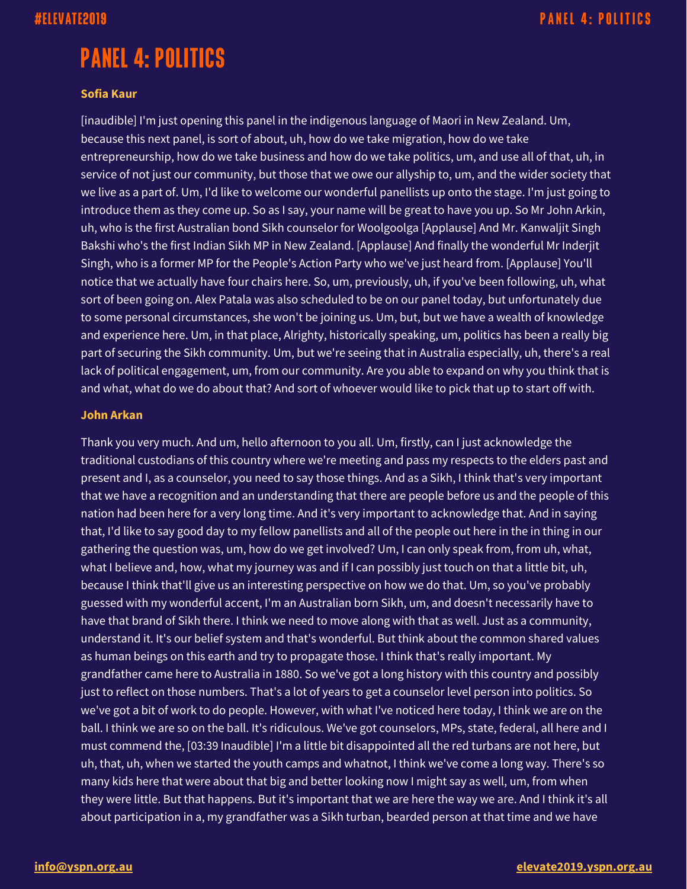# PANEL 4: POLITICS

**Sofia Kaur**

[inaudible] I'm just opening this panel in the indigenous language of Maori in New Zealand. Um, because this next panel, is sort of about, uh, how do we take migration, how do we take entrepreneurship, how do we take business and how do we take politics, um, and use all of that, uh, in service of not just our community, but those that we owe our allyship to, um, and the wider society that we live as a part of. Um, I'd like to welcome our wonderful panellists up onto the stage. I'm just going to introduce them as they come up. So as I say, your name will be great to have you up. So Mr John Arkin, uh, who is the first Australian bond Sikh counselor for Woolgoolga [Applause] And Mr. Kanwaljit Singh Bakshi who's the first Indian Sikh MP in New Zealand. [Applause] And finally the wonderful Mr Inderjit Singh, who is a former MP for the People's Action Party who we've just heard from. [Applause] You'll notice that we actually have four chairs here. So, um, previously, uh, if you've been following, uh, what sort of been going on. Alex Patala was also scheduled to be on our panel today, but unfortunately due to some personal circumstances, she won't be joining us. Um, but, but we have a wealth of knowledge and experience here. Um, in that place, Alrighty, historically speaking, um, politics has been a really big part of securing the Sikh community. Um, but we're seeing that in Australia especially, uh, there's a real lack of political engagement, um, from our community. Are you able to expand on why you think that is and what, what do we do about that? And sort of whoever would like to pick that up to start off with.

**John Arkan**

Thank you very much. And um, hello afternoon to you all. Um, firstly, can I just acknowledge the traditional custodians of this country where we're meeting and pass my respects to the elders past and present and I, as a counselor, you need to say those things. And as a Sikh, I think that's very important that we have a recognition and an understanding that there are people before us and the people of this nation had been here for a very long time. And it's very important to acknowledge that. And in saying that, I'd like to say good day to my fellow panellists and all of the people out here in the in thing in our gathering the question was, um, how do we get involved? Um, I can only speak from, from uh, what, what I believe and, how, what my journey was and if I can possibly just touch on that a little bit, uh, because I think that'll give us an interesting perspective on how we do that. Um, so you've probably guessed with my wonderful accent, I'm an Australian born Sikh, um, and doesn't necessarily have to have that brand of Sikh there. I think we need to move along with that as well. Just as a community, understand it. It's our belief system and that's wonderful. But think about the common shared values as human beings on this earth and try to propagate those. I think that's really important. My grandfather came here to Australia in 1880. So we've got a long history with this country and possibly just to reflect on those numbers. That's a lot of years to get a counselor level person into politics. So we've got a bit of work to do people. However, with what I've noticed here today, I think we are on the ball. I think we are so on the ball. It's ridiculous. We've got counselors, MPs, state, federal, all here and I must commend the, [03:39 Inaudible] I'm a little bit disappointed all the red turbans are not here, but uh, that, uh, when we started the youth camps and whatnot, I think we've come a long way. There's so many kids here that were about that big and better looking now I might say as well, um, from when they were little. But that happens. But it's important that we are here the way we are. And I think it's all about participation in a, my grandfather was a Sikh turban, bearded person at that time and we have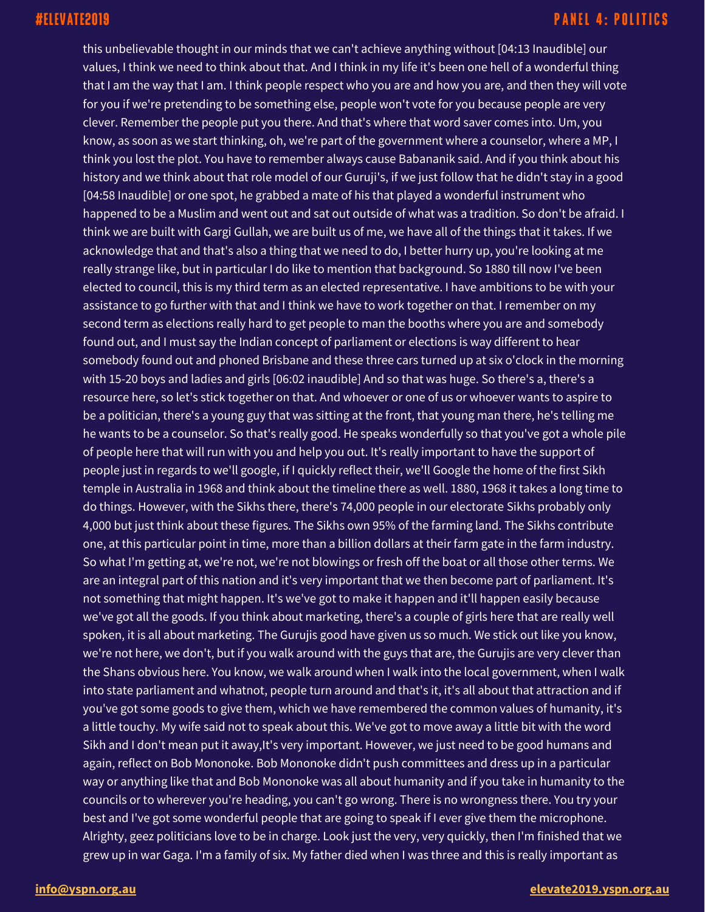this unbelievable thought in our minds that we can't achieve anything without [04:13 Inaudible] our values, I think we need to think about that. And I think in my life it's been one hell of a wonderful thing that I am the way that I am. I think people respect who you are and how you are, and then they will vote for you if we're pretending to be something else, people won't vote for you because people are very clever. Remember the people put you there. And that's where that word saver comes into. Um, you know, as soon as we start thinking, oh, we're part of the government where a counselor, where a MP, I think you lost the plot. You have to remember always cause Babananik said. And if you think about his history and we think about that role model of our Guruji's, if we just follow that he didn't stay in a good [04:58 Inaudible] or one spot, he grabbed a mate of his that played a wonderful instrument who happened to be a Muslim and went out and sat out outside of what was a tradition. So don't be afraid. I think we are built with Gargi Gullah, we are built us of me, we have all of the things that it takes. If we acknowledge that and that's also a thing that we need to do, I better hurry up, you're looking at me really strange like, but in particular I do like to mention that background. So 1880 till now I've been elected to council, this is my third term as an elected representative. I have ambitions to be with your assistance to go further with that and I think we have to work together on that. I remember on my second term as elections really hard to get people to man the booths where you are and somebody found out, and I must say the Indian concept of parliament or elections is way different to hear somebody found out and phoned Brisbane and these three cars turned up at six o'clock in the morning with 15-20 boys and ladies and girls [06:02 inaudible] And so that was huge. So there's a, there's a resource here, so let's stick together on that. And whoever or one of us or whoever wants to aspire to be a politician, there's a young guy that was sitting at the front, that young man there, he's telling me he wants to be a counselor. So that's really good. He speaks wonderfully so that you've got a whole pile of people here that will run with you and help you out. It's really important to have the support of people just in regards to we'll google, if I quickly reflect their, we'll Google the home of the first Sikh temple in Australia in 1968 and think about the timeline there as well. 1880, 1968 it takes a long time to do things. However, with the Sikhs there, there's 74,000 people in our electorate Sikhs probably only 4,000 but just think about these figures. The Sikhs own 95% of the farming land. The Sikhs contribute one, at this particular point in time, more than a billion dollars at their farm gate in the farm industry. So what I'm getting at, we're not, we're not blowings or fresh off the boat or all those other terms. We are an integral part of this nation and it's very important that we then become part of parliament. It's not something that might happen. It's we've got to make it happen and it'll happen easily because we've got all the goods. If you think about marketing, there's a couple of girls here that are really well spoken, it is all about marketing. The Gurujis good have given us so much. We stick out like you know, we're not here, we don't, but if you walk around with the guys that are, the Gurujis are very clever than the Shans obvious here. You know, we walk around when I walk into the local government, when I walk into state parliament and whatnot, people turn around and that's it, it's all about that attraction and if you've got some goods to give them, which we have remembered the common values of humanity, it's a little touchy. My wife said not to speak about this. We've got to move away a little bit with the word Sikh and I don't mean put it away,It's very important. However, we just need to be good humans and again, reflect on Bob Mononoke. Bob Mononoke didn't push committees and dress up in a particular way or anything like that and Bob Mononoke was all about humanity and if you take in humanity to the councils or to wherever you're heading, you can't go wrong. There is no wrongness there. You try your best and I've got some wonderful people that are going to speak if I ever give them the microphone. Alrighty, geez politicians love to be in charge. Look just the very, very quickly, then I'm finished that we grew up in war Gaga. I'm a family of six. My father died when I was three and this is really important as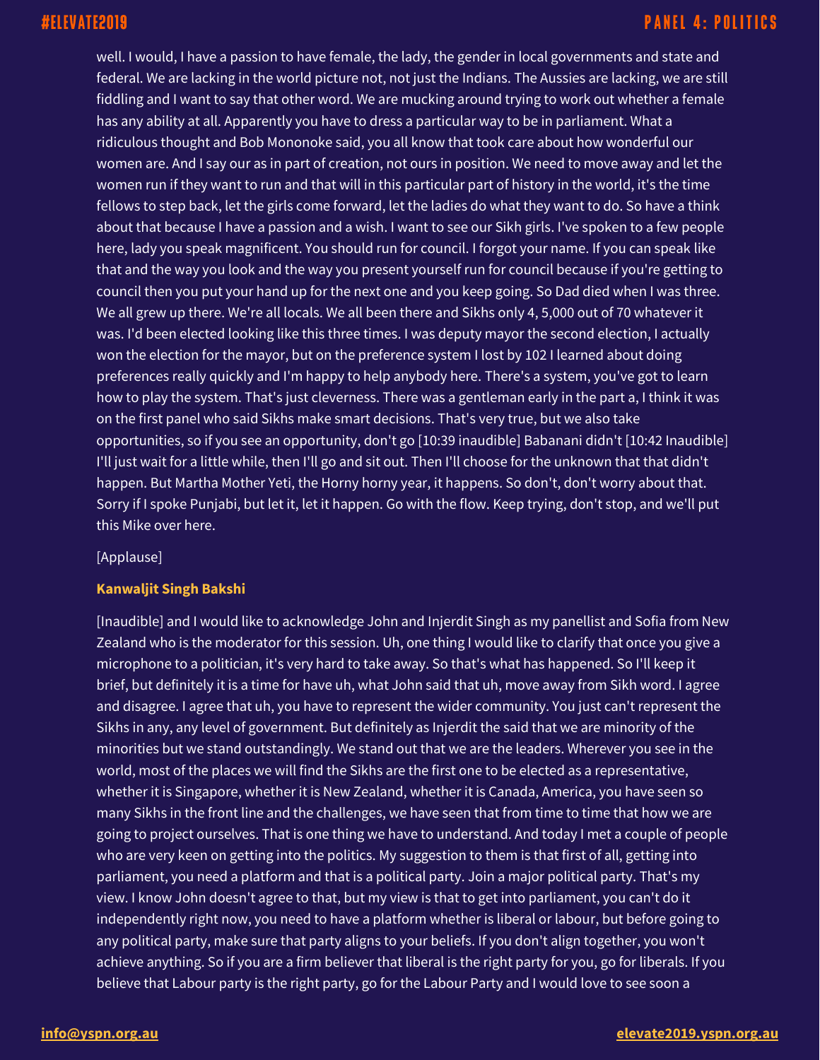well. I would, I have a passion to have female, the lady, the gender in local governments and state and federal. We are lacking in the world picture not, not just the Indians. The Aussies are lacking, we are still fiddling and I want to say that other word. We are mucking around trying to work out whether a female has any ability at all. Apparently you have to dress a particular way to be in parliament. What a ridiculous thought and Bob Mononoke said, you all know that took care about how wonderful our women are. And I say our as in part of creation, not ours in position. We need to move away and let the women run if they want to run and that will in this particular part of history in the world, it's the time fellows to step back, let the girls come forward, let the ladies do what they want to do. So have a think about that because I have a passion and a wish. I want to see our Sikh girls. I've spoken to a few people here, lady you speak magnificent. You should run for council. I forgot your name. If you can speak like that and the way you look and the way you present yourself run for council because if you're getting to council then you put your hand up for the next one and you keep going. So Dad died when I was three. We all grew up there. We're all locals. We all been there and Sikhs only 4, 5,000 out of 70 whatever it was. I'd been elected looking like this three times. I was deputy mayor the second election, I actually won the election for the mayor, but on the preference system I lost by 102 I learned about doing preferences really quickly and I'm happy to help anybody here. There's a system, you've got to learn how to play the system. That's just cleverness. There was a gentleman early in the part a, I think it was on the first panel who said Sikhs make smart decisions. That's very true, but we also take opportunities, so if you see an opportunity, don't go [10:39 inaudible] Babanani didn't [10:42 Inaudible] I'll just wait for a little while, then I'll go and sit out. Then I'll choose for the unknown that that didn't happen. But Martha Mother Yeti, the Horny horny year, it happens. So don't, don't worry about that. Sorry if I spoke Punjabi, but let it, let it happen. Go with the flow. Keep trying, don't stop, and we'll put this Mike over here.

[Applause]

**Kanwaljit Singh Bakshi**

[Inaudible] and I would like to acknowledge John and Injerdit Singh as my panellist and Sofia from New Zealand who is the moderator for this session. Uh, one thing I would like to clarify that once you give a microphone to a politician, it's very hard to take away. So that's what has happened. So I'll keep it brief, but definitely it is a time for have uh, what John said that uh, move away from Sikh word. I agree and disagree. I agree that uh, you have to represent the wider community. You just can't represent the Sikhs in any, any level of government. But definitely as Injerdit the said that we are minority of the minorities but we stand outstandingly. We stand out that we are the leaders. Wherever you see in the world, most of the places we will find the Sikhs are the first one to be elected as a representative, whether it is Singapore, whether it is New Zealand, whether it is Canada, America, you have seen so many Sikhs in the front line and the challenges, we have seen that from time to time that how we are going to project ourselves. That is one thing we have to understand. And today I met a couple of people who are very keen on getting into the politics. My suggestion to them is that first of all, getting into parliament, you need a platform and that is a political party. Join a major political party. That's my view. I know John doesn't agree to that, but my view is that to get into parliament, you can't do it independently right now, you need to have a platform whether is liberal or labour, but before going to any political party, make sure that party aligns to your beliefs. If you don't align together, you won't achieve anything. So if you are a firm believer that liberal is the right party for you, go for liberals. If you believe that Labour party is the right party, go for the Labour Party and I would love to see soon a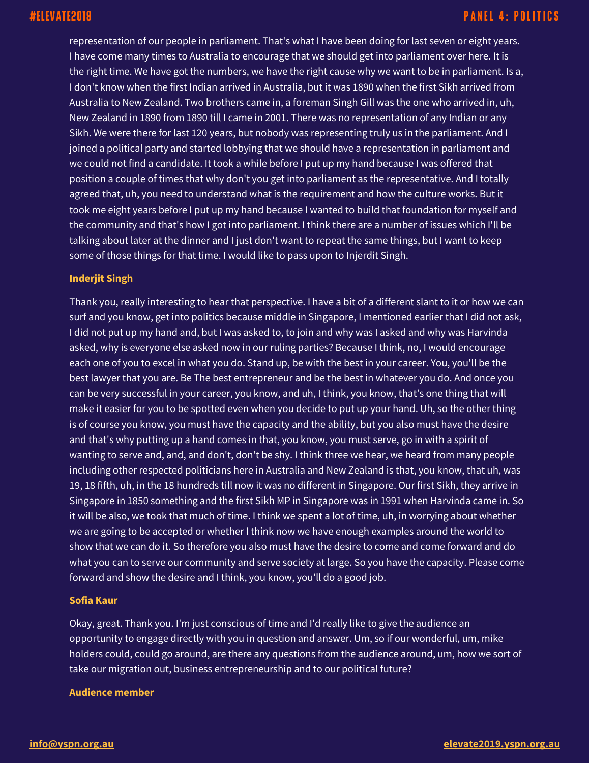representation of our people in parliament. That's what I have been doing for last seven or eight years. I have come many times to Australia to encourage that we should get into parliament over here. It is the right time. We have got the numbers, we have the right cause why we want to be in parliament. Is a, I don't know when the first Indian arrived in Australia, but it was 1890 when the first Sikh arrived from Australia to New Zealand. Two brothers came in, a foreman Singh Gill was the one who arrived in, uh, New Zealand in 1890 from 1890 till I came in 2001. There was no representation of any Indian or any Sikh. We were there for last 120 years, but nobody was representing truly us in the parliament. And I joined a political party and started lobbying that we should have a representation in parliament and we could not find a candidate. It took a while before I put up my hand because I was offered that position a couple of times that why don't you get into parliament as the representative. And I totally agreed that, uh, you need to understand what is the requirement and how the culture works. But it took me eight years before I put up my hand because I wanted to build that foundation for myself and the community and that's how I got into parliament. I think there are a number of issues which I'll be talking about later at the dinner and I just don't want to repeat the same things, but I want to keep some of those things for that time. I would like to pass upon to Injerdit Singh.

**Inderjit Singh**

Thank you, really interesting to hear that perspective. I have a bit of a different slant to it or how we can surf and you know, get into politics because middle in Singapore, I mentioned earlier that I did not ask, I did not put up my hand and, but I was asked to, to join and why was I asked and why was Harvinda asked, why is everyone else asked now in our ruling parties? Because I think, no, I would encourage each one of you to excel in what you do. Stand up, be with the best in your career. You, you'll be the best lawyer that you are. Be The best entrepreneur and be the best in whatever you do. And once you can be very successful in your career, you know, and uh, I think, you know, that's one thing that will make it easier for you to be spotted even when you decide to put up your hand. Uh, so the other thing is of course you know, you must have the capacity and the ability, but you also must have the desire and that's why putting up a hand comes in that, you know, you must serve, go in with a spirit of wanting to serve and, and, and don't, don't be shy. I think three we hear, we heard from many people including other respected politicians here in Australia and New Zealand is that, you know, that uh, was 19, 18 fifth, uh, in the 18 hundreds till now it was no different in Singapore. Our first Sikh, they arrive in Singapore in 1850 something and the first Sikh MP in Singapore was in 1991 when Harvinda came in. So it will be also, we took that much of time. I think we spent a lot of time, uh, in worrying about whether we are going to be accepted or whether I think now we have enough examples around the world to show that we can do it. So therefore you also must have the desire to come and come forward and do what you can to serve our community and serve society at large. So you have the capacity. Please come forward and show the desire and I think, you know, you'll do a good job.

**Sofia Kaur**

Okay, great. Thank you. I'm just conscious of time and I'd really like to give the audience an opportunity to engage directly with you in question and answer. Um, so if our wonderful, um, mike holders could, could go around, are there any questions from the audience around, um, how we sort of take our migration out, business entrepreneurship and to our political future?

**Audience member**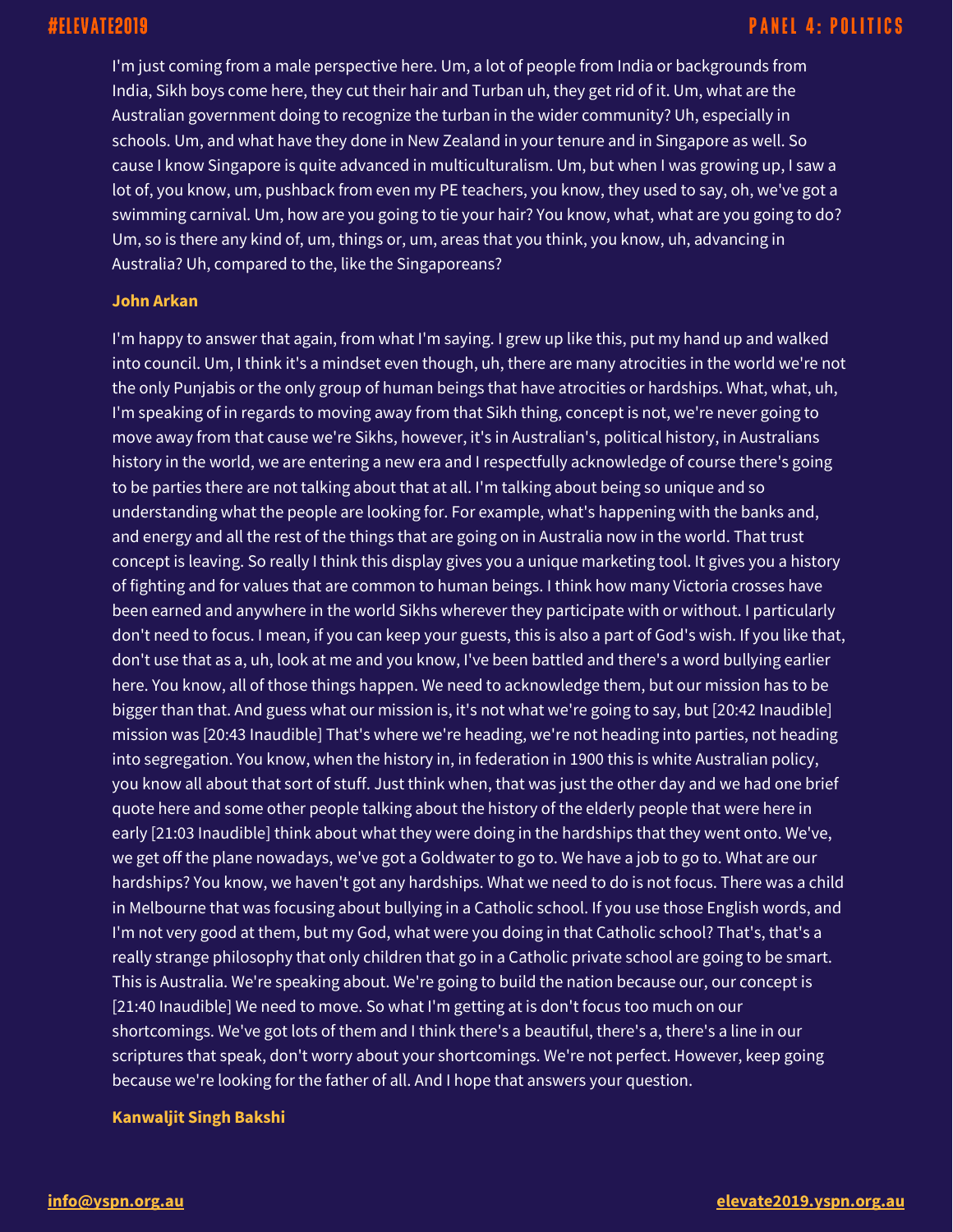I'm just coming from a male perspective here. Um, a lot of people from India or backgrounds from India, Sikh boys come here, they cut their hair and Turban uh, they get rid of it. Um, what are the Australian government doing to recognize the turban in the wider community? Uh, especially in schools. Um, and what have they done in New Zealand in your tenure and in Singapore as well. So cause I know Singapore is quite advanced in multiculturalism. Um, but when I was growing up, I saw a lot of, you know, um, pushback from even my PE teachers, you know, they used to say, oh, we've got a swimming carnival. Um, how are you going to tie your hair? You know, what, what are you going to do? Um, so is there any kind of, um, things or, um, areas that you think, you know, uh, advancing in Australia? Uh, compared to the, like the Singaporeans?

**John Arkan**

I'm happy to answer that again, from what I'm saying. I grew up like this, put my hand up and walked into council. Um, I think it's a mindset even though, uh, there are many atrocities in the world we're not the only Punjabis or the only group of human beings that have atrocities or hardships. What, what, uh, I'm speaking of in regards to moving away from that Sikh thing, concept is not, we're never going to move away from that cause we're Sikhs, however, it's in Australian's, political history, in Australians history in the world, we are entering a new era and I respectfully acknowledge of course there's going to be parties there are not talking about that at all. I'm talking about being so unique and so understanding what the people are looking for. For example, what's happening with the banks and, and energy and all the rest of the things that are going on in Australia now in the world. That trust concept is leaving. So really I think this display gives you a unique marketing tool. It gives you a history of fighting and for values that are common to human beings. I think how many Victoria crosses have been earned and anywhere in the world Sikhs wherever they participate with or without. I particularly don't need to focus. I mean, if you can keep your guests, this is also a part of God's wish. If you like that, don't use that as a, uh, look at me and you know, I've been battled and there's a word bullying earlier here. You know, all of those things happen. We need to acknowledge them, but our mission has to be bigger than that. And guess what our mission is, it's not what we're going to say, but [20:42 Inaudible] mission was [20:43 Inaudible] That's where we're heading, we're not heading into parties, not heading into segregation. You know, when the history in, in federation in 1900 this is white Australian policy, you know all about that sort of stuff. Just think when, that was just the other day and we had one brief quote here and some other people talking about the history of the elderly people that were here in early [21:03 Inaudible] think about what they were doing in the hardships that they went onto. We've, we get off the plane nowadays, we've got a Goldwater to go to. We have a job to go to. What are our hardships? You know, we haven't got any hardships. What we need to do is not focus. There was a child in Melbourne that was focusing about bullying in a Catholic school. If you use those English words, and I'm not very good at them, but my God, what were you doing in that Catholic school? That's, that's a really strange philosophy that only children that go in a Catholic private school are going to be smart. This is Australia. We're speaking about. We're going to build the nation because our, our concept is [21:40 Inaudible] We need to move. So what I'm getting at is don't focus too much on our shortcomings. We've got lots of them and I think there's a beautiful, there's a, there's a line in our scriptures that speak, don't worry about your shortcomings. We're not perfect. However, keep going because we're looking for the father of all. And I hope that answers your question.

**Kanwaljit Singh Bakshi**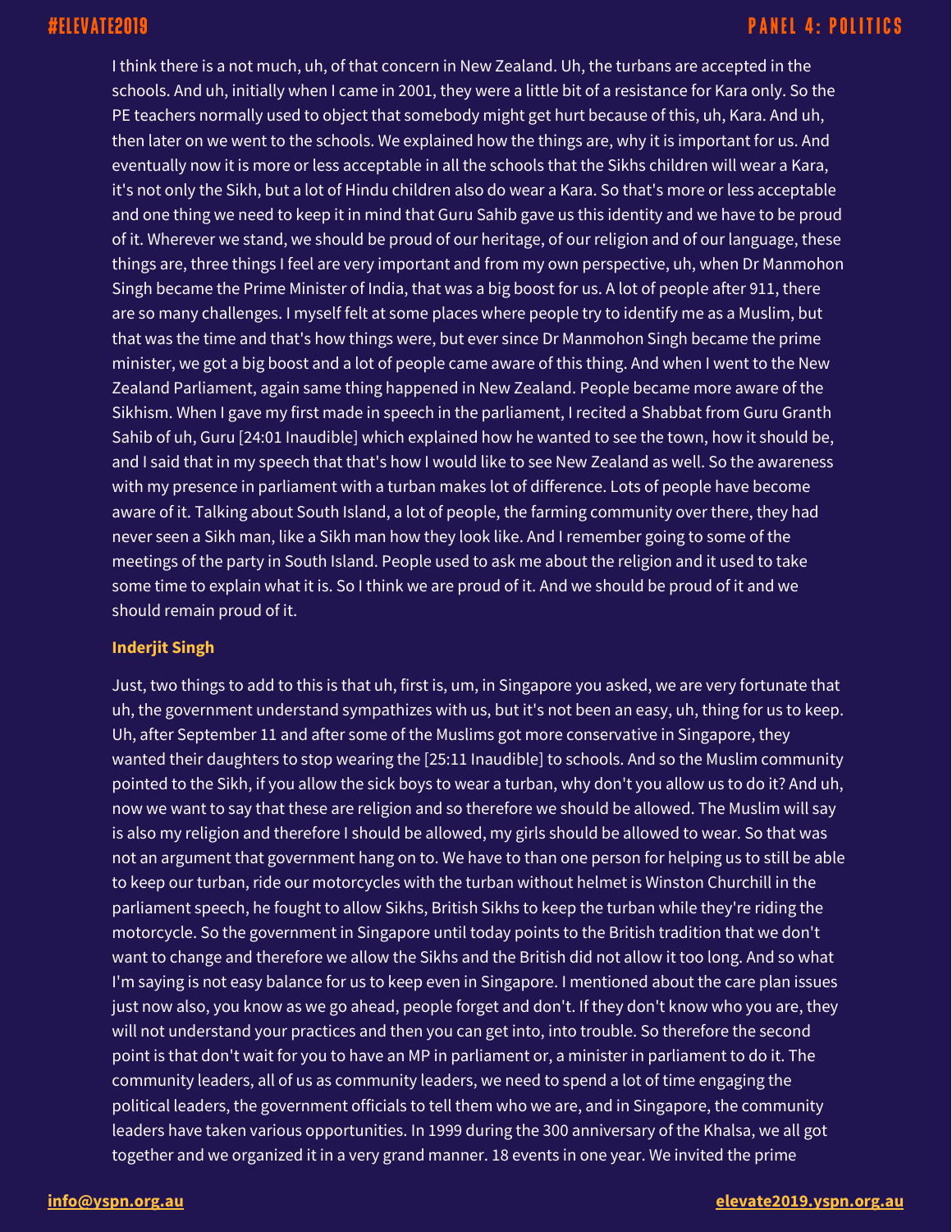I think there is a not much, uh, of that concern in New Zealand. Uh, the turbans are accepted in the schools. And uh, initially when I came in 2001, they were a little bit of a resistance for Kara only. So the PE teachers normally used to object that somebody might get hurt because of this, uh, Kara. And uh, then later on we went to the schools. We explained how the things are, why it is important for us. And eventually now it is more or less acceptable in all the schools that the Sikhs children will wear a Kara, it's not only the Sikh, but a lot of Hindu children also do wear a Kara. So that's more or less acceptable and one thing we need to keep it in mind that Guru Sahib gave us this identity and we have to be proud of it. Wherever we stand, we should be proud of our heritage, of our religion and of our language, these things are, three things I feel are very important and from my own perspective, uh, when Dr Manmohon Singh became the Prime Minister of India, that was a big boost for us. A lot of people after 911, there are so many challenges. I myself felt at some places where people try to identify me as a Muslim, but that was the time and that's how things were, but ever since Dr Manmohon Singh became the prime minister, we got a big boost and a lot of people came aware of this thing. And when I went to the New Zealand Parliament, again same thing happened in New Zealand. People became more aware of the Sikhism. When I gave my first made in speech in the parliament, I recited a Shabbat from Guru Granth Sahib of uh, Guru [24:01 Inaudible] which explained how he wanted to see the town, how it should be, and I said that in my speech that that's how I would like to see New Zealand as well. So the awareness with my presence in parliament with a turban makes lot of difference. Lots of people have become aware of it. Talking about South Island, a lot of people, the farming community over there, they had never seen a Sikh man, like a Sikh man how they look like. And I remember going to some of the meetings of the party in South Island. People used to ask me about the religion and it used to take some time to explain what it is. So I think we are proud of it. And we should be proud of it and we should remain proud of it.

**Inderjit Singh**

Just, two things to add to this is that uh, first is, um, in Singapore you asked, we are very fortunate that uh, the government understand sympathizes with us, but it's not been an easy, uh, thing for us to keep. Uh, after September 11 and after some of the Muslims got more conservative in Singapore, they wanted their daughters to stop wearing the [25:11 Inaudible] to schools. And so the Muslim community pointed to the Sikh, if you allow the sick boys to wear a turban, why don't you allow us to do it? And uh, now we want to say that these are religion and so therefore we should be allowed. The Muslim will say is also my religion and therefore I should be allowed, my girls should be allowed to wear. So that was not an argument that government hang on to. We have to than one person for helping us to still be able to keep our turban, ride our motorcycles with the turban without helmet is Winston Churchill in the parliament speech, he fought to allow Sikhs, British Sikhs to keep the turban while they're riding the motorcycle. So the government in Singapore until today points to the British tradition that we don't want to change and therefore we allow the Sikhs and the British did not allow it too long. And so what I'm saying is not easy balance for us to keep even in Singapore. I mentioned about the care plan issues just now also, you know as we go ahead, people forget and don't. If they don't know who you are, they will not understand your practices and then you can get into, into trouble. So therefore the second point is that don't wait for you to have an MP in parliament or, a minister in parliament to do it. The community leaders, all of us as community leaders, we need to spend a lot of time engaging the political leaders, the government officials to tell them who we are, and in Singapore, the community leaders have taken various opportunities. In 1999 during the 300 anniversary of the Khalsa, we all got together and we organized it in a very grand manner. 18 events in one year. We invited the prime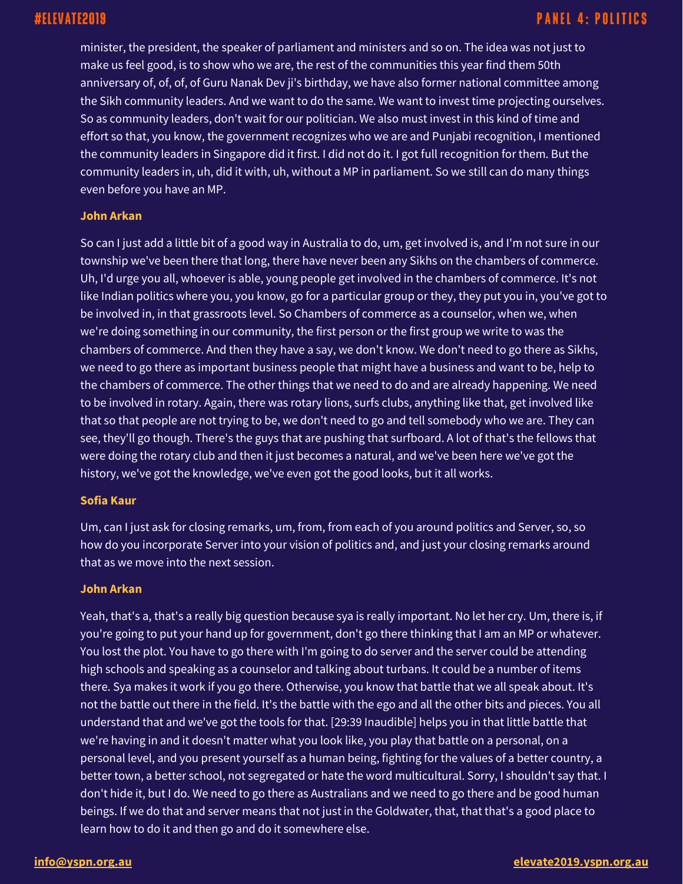minister, the president, the speaker of parliament and ministers and so on. The idea was not just to make us feel good, is to show who we are, the rest of the communities this year find them 50th anniversary of, of, of, of Guru Nanak Dev ji's birthday, we have also former national committee among the Sikh community leaders. And we want to do the same. We want to invest time projecting ourselves. So as community leaders, don't wait for our politician. We also must invest in this kind of time and effort so that, you know, the government recognizes who we are and Punjabi recognition, I mentioned the community leaders in Singapore did it first. I did not do it. I got full recognition for them. But the community leaders in, uh, did it with, uh, without a MP in parliament. So we still can do many things even before you have an MP.

**John Arkan**

So can I just add a little bit of a good way in Australia to do, um, get involved is, and I'm not sure in our township we've been there that long, there have never been any Sikhs on the chambers of commerce. Uh, I'd urge you all, whoever is able, young people get involved in the chambers of commerce. It's not like Indian politics where you, you know, go for a particular group or they, they put you in, you've got to be involved in, in that grassroots level. So Chambers of commerce as a counselor, when we, when we're doing something in our community, the first person or the first group we write to was the chambers of commerce. And then they have a say, we don't know. We don't need to go there as Sikhs, we need to go there as important business people that might have a business and want to be, help to the chambers of commerce. The other things that we need to do and are already happening. We need to be involved in rotary. Again, there was rotary lions, surfs clubs, anything like that, get involved like that so that people are not trying to be, we don't need to go and tell somebody who we are. They can see, they'll go though. There's the guys that are pushing that surfboard. A lot of that's the fellows that were doing the rotary club and then it just becomes a natural, and we've been here we've got the history, we've got the knowledge, we've even got the good looks, but it all works.

**Sofia Kaur**

Um, can I just ask for closing remarks, um, from, from each of you around politics and Server, so, so how do you incorporate Server into your vision of politics and, and just your closing remarks around that as we move into the next session.

**John Arkan**

Yeah, that's a, that's a really big question because sya is really important. No let her cry. Um, there is, if you're going to put your hand up for government, don't go there thinking that I am an MP or whatever. You lost the plot. You have to go there with I'm going to do server and the server could be attending high schools and speaking as a counselor and talking about turbans. It could be a number of items there. Sya makes it work if you go there. Otherwise, you know that battle that we all speak about. It's not the battle out there in the field. It's the battle with the ego and all the other bits and pieces. You all understand that and we've got the tools for that. [29:39 Inaudible] helps you in that little battle that we're having in and it doesn't matter what you look like, you play that battle on a personal, on a personal level, and you present yourself as a human being, fighting for the values of a better country, a better town, a better school, not segregated or hate the word multicultural. Sorry, I shouldn't say that. I don't hide it, but I do. We need to go there as Australians and we need to go there and be good human beings. If we do that and server means that not just in the Goldwater, that, that that's a good place to learn how to do it and then go and do it somewhere else.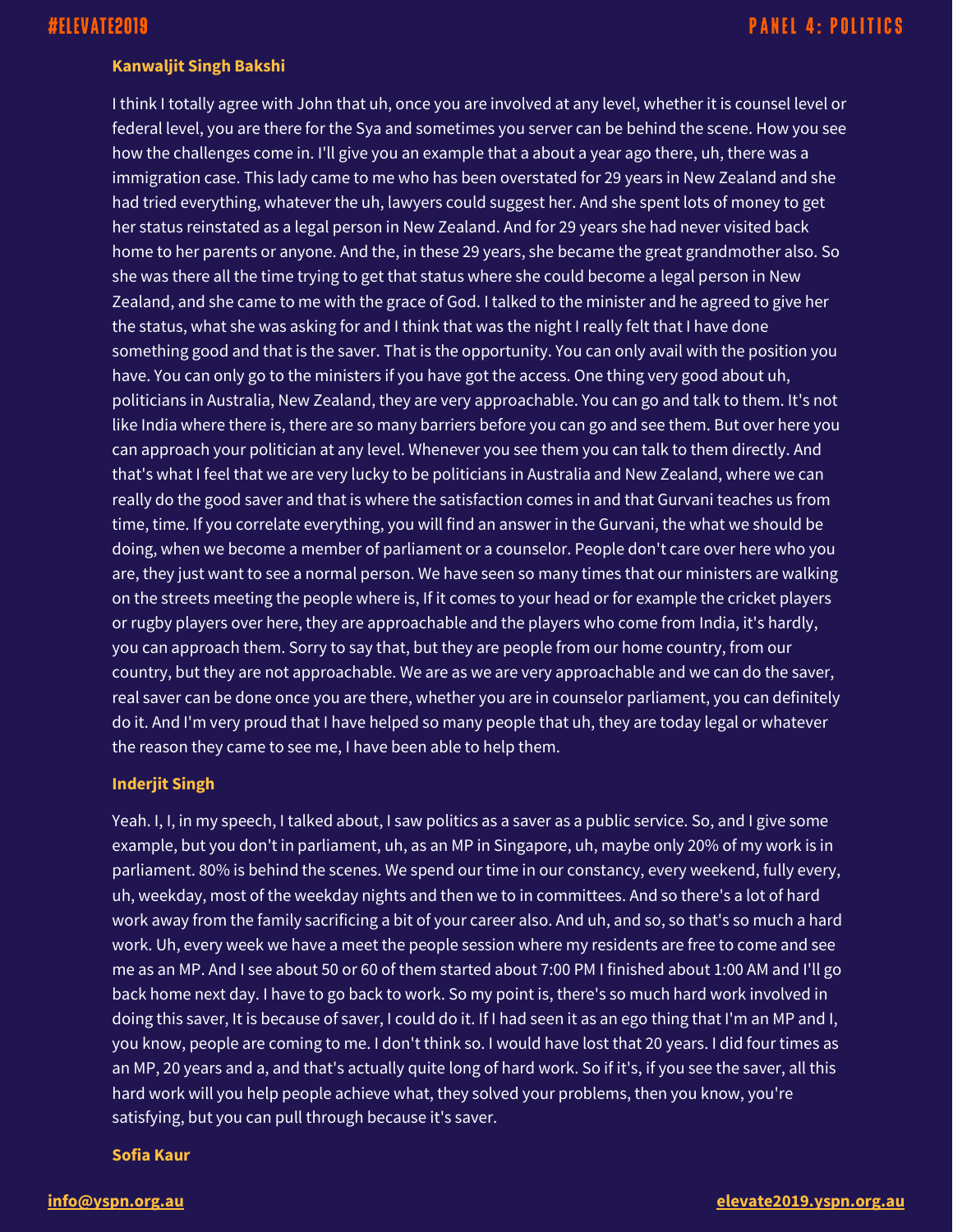**Kanwaljit Singh Bakshi**

I think I totally agree with John that uh, once you are involved at any level, whether it is counsel level or federal level, you are there for the Sya and sometimes you server can be behind the scene. How you see how the challenges come in. I'll give you an example that a about a year ago there, uh, there was a immigration case. This lady came to me who has been overstated for 29 years in New Zealand and she had tried everything, whatever the uh, lawyers could suggest her. And she spent lots of money to get her status reinstated as a legal person in New Zealand. And for 29 years she had never visited back home to her parents or anyone. And the, in these 29 years, she became the great grandmother also. So she was there all the time trying to get that status where she could become a legal person in New Zealand, and she came to me with the grace of God. I talked to the minister and he agreed to give her the status, what she was asking for and I think that was the night I really felt that I have done something good and that is the saver. That is the opportunity. You can only avail with the position you have. You can only go to the ministers if you have got the access. One thing very good about uh, politicians in Australia, New Zealand, they are very approachable. You can go and talk to them. It's not like India where there is, there are so many barriers before you can go and see them. But over here you can approach your politician at any level. Whenever you see them you can talk to them directly. And that's what I feel that we are very lucky to be politicians in Australia and New Zealand, where we can really do the good saver and that is where the satisfaction comes in and that Gurvani teaches us from time, time. If you correlate everything, you will find an answer in the Gurvani, the what we should be doing, when we become a member of parliament or a counselor. People don't care over here who you are, they just want to see a normal person. We have seen so many times that our ministers are walking on the streets meeting the people where is, If it comes to your head or for example the cricket players or rugby players over here, they are approachable and the players who come from India, it's hardly, you can approach them. Sorry to say that, but they are people from our home country, from our country, but they are not approachable. We are as we are very approachable and we can do the saver, real saver can be done once you are there, whether you are in counselor parliament, you can definitely do it. And I'm very proud that I have helped so many people that uh, they are today legal or whatever the reason they came to see me, I have been able to help them.

**Inderjit Singh**

Yeah. I, I, in my speech, I talked about, I saw politics as a saver as a public service. So, and I give some example, but you don't in parliament, uh, as an MP in Singapore, uh, maybe only 20% of my work is in parliament. 80% is behind the scenes. We spend our time in our constancy, every weekend, fully every, uh, weekday, most of the weekday nights and then we to in committees. And so there's a lot of hard work away from the family sacrificing a bit of your career also. And uh, and so, so that's so much a hard work. Uh, every week we have a meet the people session where my residents are free to come and see me as an MP. And I see about 50 or 60 of them started about 7:00 PM I finished about 1:00 AM and I'll go back home next day. I have to go back to work. So my point is, there's so much hard work involved in doing this saver, It is because of saver, I could do it. If I had seen it as an ego thing that I'm an MP and I, you know, people are coming to me. I don't think so. I would have lost that 20 years. I did four times as an MP, 20 years and a, and that's actually quite long of hard work. So if it's, if you see the saver, all this hard work will you help people achieve what, they solved your problems, then you know, you're satisfying, but you can pull through because it's saver.

**Sofia Kaur**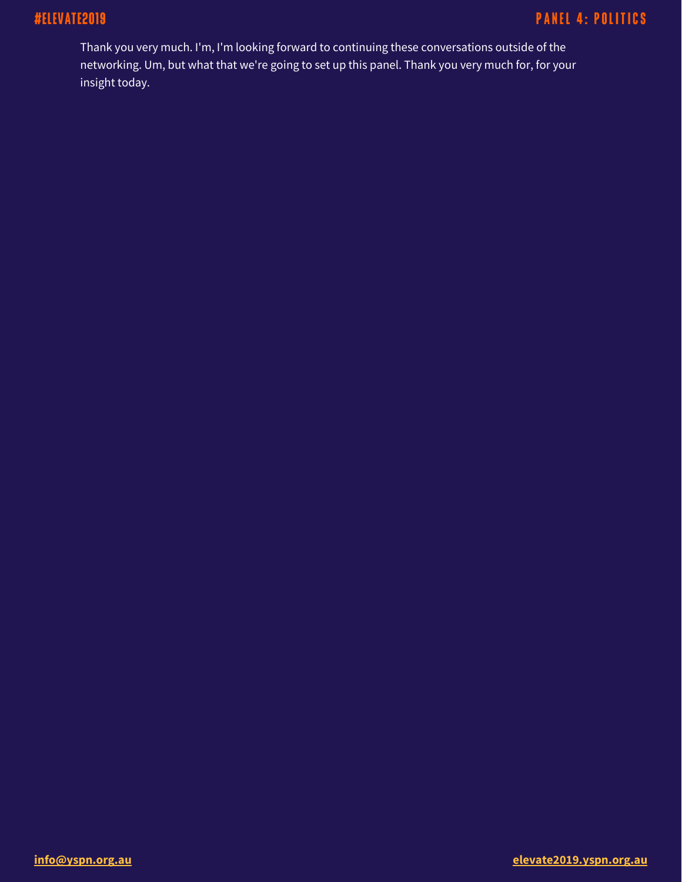Thank you very much. I'm, I'm looking forward to continuing these conversations outside of the networking. Um, but what that we're going to set up this panel. Thank you very much for, for your insight today.